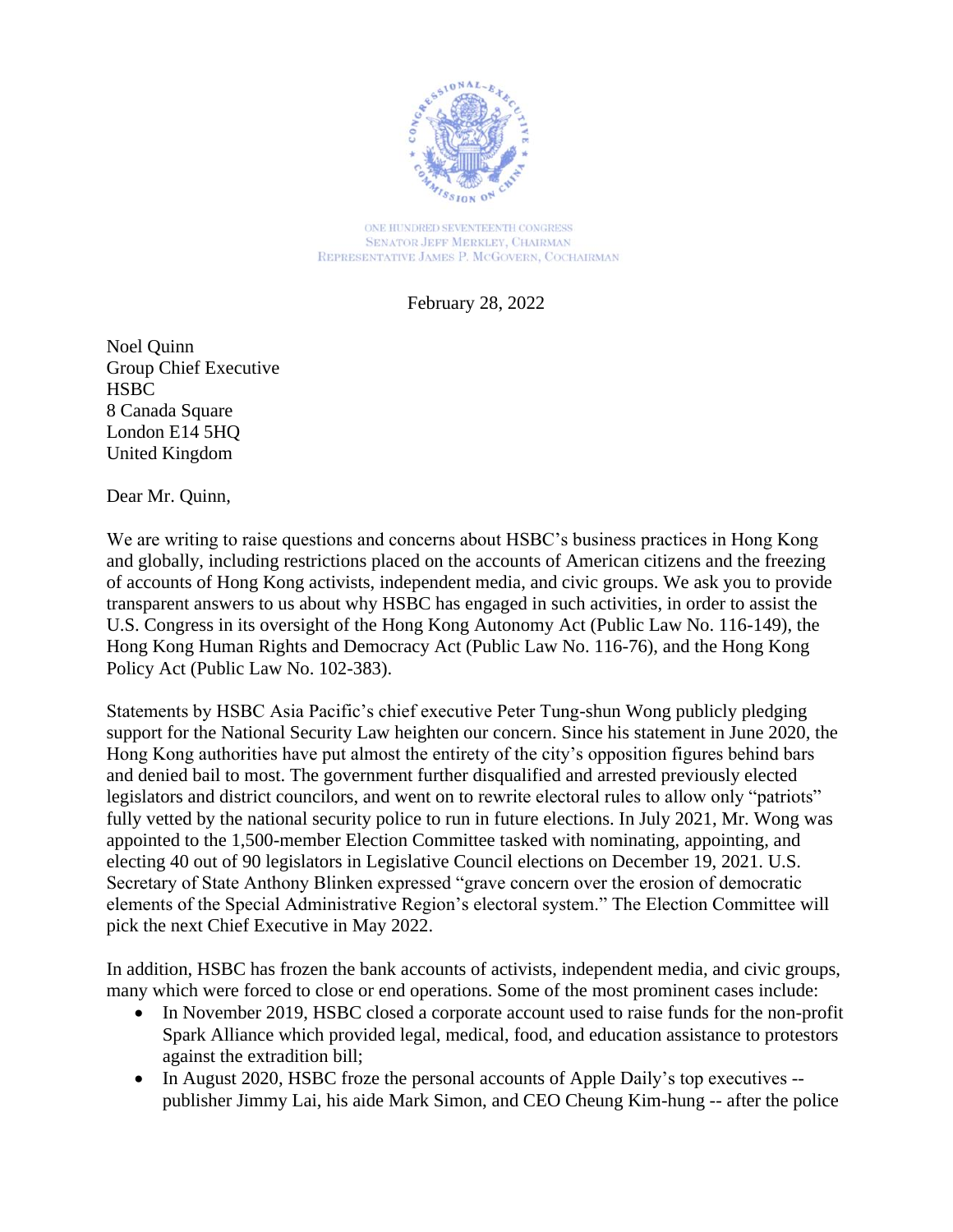ONE HUNDRED SEVENTEENTH CONGRESS
SENATOR JEFF MERKLEY, CHAIRMAN
REPRESENTATIVE JAMES P. MCGOVERN, COCHAIRMAN

February 28, 2022

Noel Quinn
Group Chief Executive
HSBC
8 Canada Square
London E14 5HQ
United Kingdom

Dear Mr. Quinn,

We are writing to raise questions and concerns about HSBC's business practices in Hong Kong and globally, including restrictions placed on the accounts of American citizens and the freezing of accounts of Hong Kong activists, independent media, and civic groups. We ask you to provide transparent answers to us about why HSBC has engaged in such activities, in order to assist the U.S. Congress in its oversight of the Hong Kong Autonomy Act (Public Law No. 116-149), the Hong Kong Human Rights and Democracy Act (Public Law No. 116-76), and the Hong Kong Policy Act (Public Law No. 102-383).

Statements by HSBC Asia Pacific's chief executive Peter Tung-shun Wong publicly pledging support for the National Security Law heighten our concern. Since his statement in June 2020, the Hong Kong authorities have put almost the entirety of the city's opposition figures behind bars and denied bail to most. The government further disqualified and arrested previously elected legislators and district councilors, and went on to rewrite electoral rules to allow only "patriots" fully vetted by the national security police to run in future elections. In July 2021, Mr. Wong was appointed to the 1,500-member Election Committee tasked with nominating, appointing, and electing 40 out of 90 legislators in Legislative Council elections on December 19, 2021. U.S. Secretary of State Anthony Blinken expressed "grave concern over the erosion of democratic elements of the Special Administrative Region's electoral system." The Election Committee will pick the next Chief Executive in May 2022.

In addition, HSBC has frozen the bank accounts of activists, independent media, and civic groups, many which were forced to close or end operations. Some of the most prominent cases include:

- In November 2019, HSBC closed a corporate account used to raise funds for the non-profit Spark Alliance which provided legal, medical, food, and education assistance to protestors against the extradition bill;
- In August 2020, HSBC froze the personal accounts of Apple Daily's top executives -- publisher Jimmy Lai, his aide Mark Simon, and CEO Cheung Kim-hung -- after the police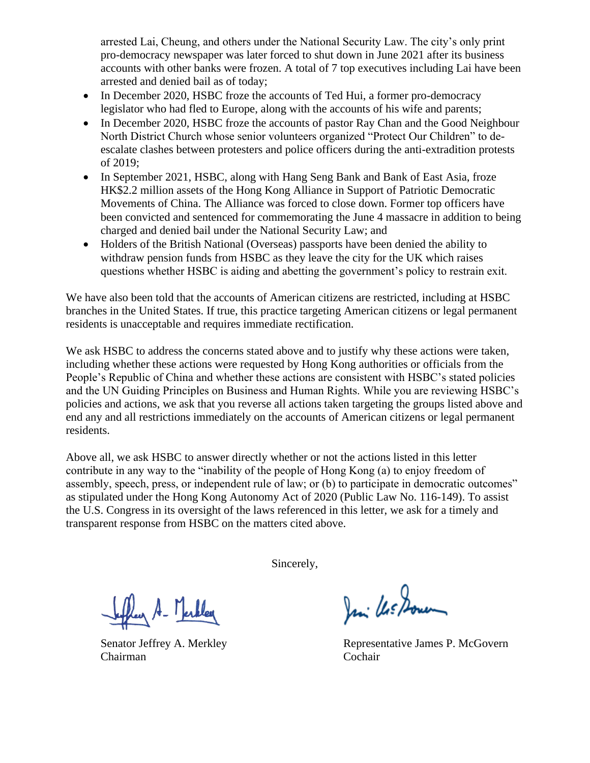arrested Lai, Cheung, and others under the National Security Law. The city's only print pro-democracy newspaper was later forced to shut down in June 2021 after its business accounts with other banks were frozen. A total of 7 top executives including Lai have been arrested and denied bail as of today;

- In December 2020, HSBC froze the accounts of Ted Hui, a former pro-democracy legislator who had fled to Europe, along with the accounts of his wife and parents;
- In December 2020, HSBC froze the accounts of pastor Ray Chan and the Good Neighbour North District Church whose senior volunteers organized "Protect Our Children" to de-escalate clashes between protesters and police officers during the anti-extradition protests of 2019;
- In September 2021, HSBC, along with Hang Seng Bank and Bank of East Asia, froze HK$2.2 million assets of the Hong Kong Alliance in Support of Patriotic Democratic Movements of China. The Alliance was forced to close down. Former top officers have been convicted and sentenced for commemorating the June 4 massacre in addition to being charged and denied bail under the National Security Law; and
- Holders of the British National (Overseas) passports have been denied the ability to withdraw pension funds from HSBC as they leave the city for the UK which raises questions whether HSBC is aiding and abetting the government's policy to restrain exit.

We have also been told that the accounts of American citizens are restricted, including at HSBC branches in the United States. If true, this practice targeting American citizens or legal permanent residents is unacceptable and requires immediate rectification.

We ask HSBC to address the concerns stated above and to justify why these actions were taken, including whether these actions were requested by Hong Kong authorities or officials from the People's Republic of China and whether these actions are consistent with HSBC's stated policies and the UN Guiding Principles on Business and Human Rights. While you are reviewing HSBC's policies and actions, we ask that you reverse all actions taken targeting the groups listed above and end any and all restrictions immediately on the accounts of American citizens or legal permanent residents.

Above all, we ask HSBC to answer directly whether or not the actions listed in this letter contribute in any way to the "inability of the people of Hong Kong (a) to enjoy freedom of assembly, speech, press, or independent rule of law; or (b) to participate in democratic outcomes" as stipulated under the Hong Kong Autonomy Act of 2020 (Public Law No. 116-149). To assist the U.S. Congress in its oversight of the laws referenced in this letter, we ask for a timely and transparent response from HSBC on the matters cited above.

Sincerely,

Senator Jeffrey A. Merkley
Chairman

Representative James P. McGovern
Cochair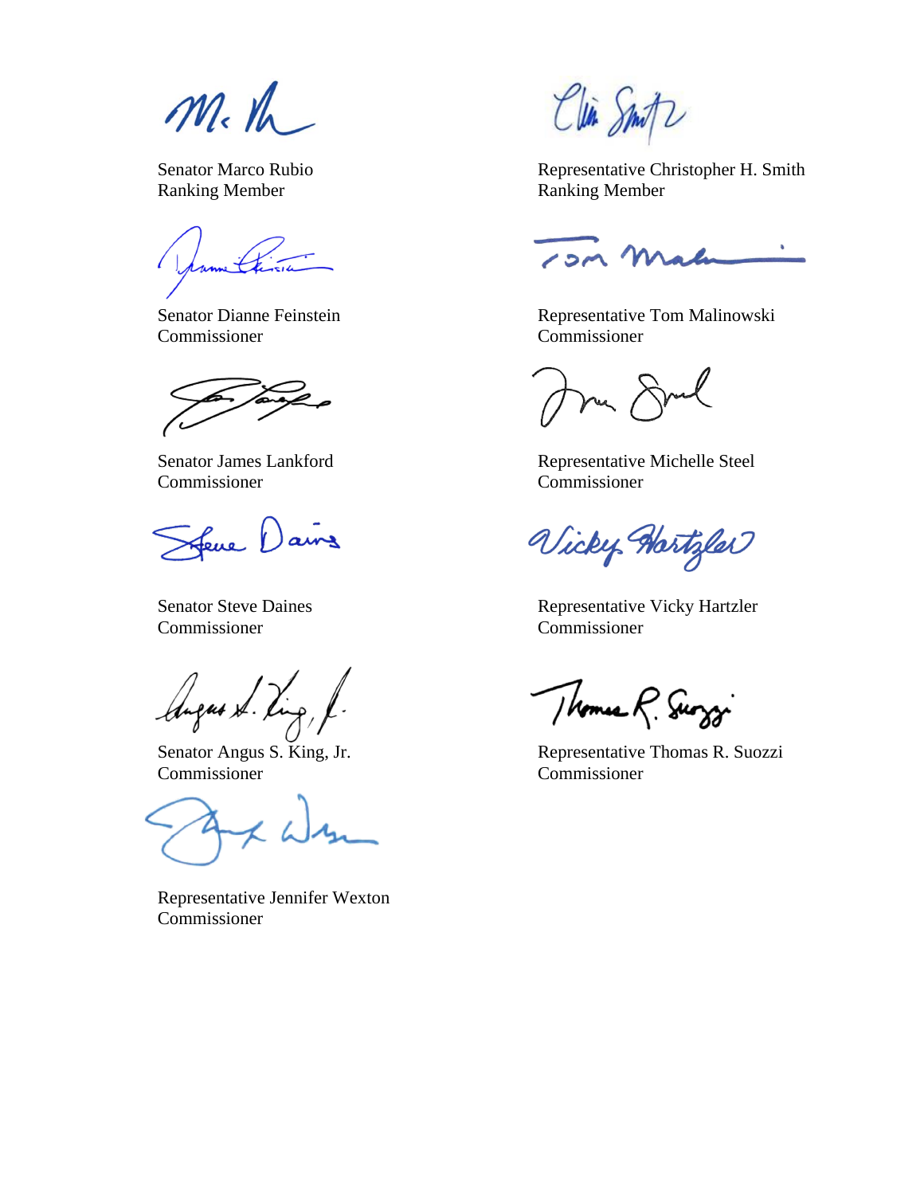Senator Marco Rubio
Ranking Member

Senator Dianne Feinstein
Commissioner

Senator James Lankford
Commissioner

Senator Steve Daines
Commissioner

Senator Angus S. King, Jr.
Commissioner

Representative Jennifer Wexton
Commissioner

Representative Christopher H. Smith
Ranking Member

Representative Tom Malinowski
Commissioner

Representative Michelle Steel
Commissioner

Representative Vicky Hartzler
Commissioner

Representative Thomas R. Suozzi
Commissioner